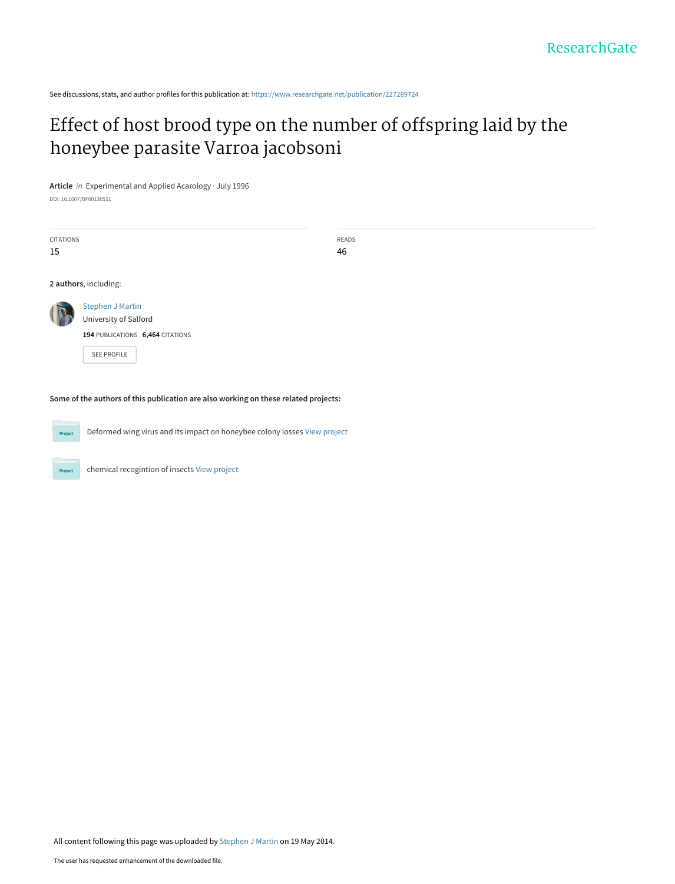See discussions, stats, and author profiles for this publication at: https://www.researchgate.net/publication/227289724

# Effect of host brood type on the number of offspring laid by the honeybee parasite Varroa jacobsoni

**Article** *in* Experimental and Applied Acarology · July 1996

DOI: 10.1007/BF00130551

| CITATIONS | READS |
| --- | --- |
| 15 | 46 |

**2 authors**, including:

Stephen J Martin
University of Salford
**194** PUBLICATIONS **6,464** CITATIONS

SEE PROFILE

**Some of the authors of this publication are also working on these related projects:**

Deformed wing virus and its impact on honeybee colony losses View project

chemical recogintion of insects View project

All content following this page was uploaded by Stephen J Martin on 19 May 2014.

The user has requested enhancement of the downloaded file.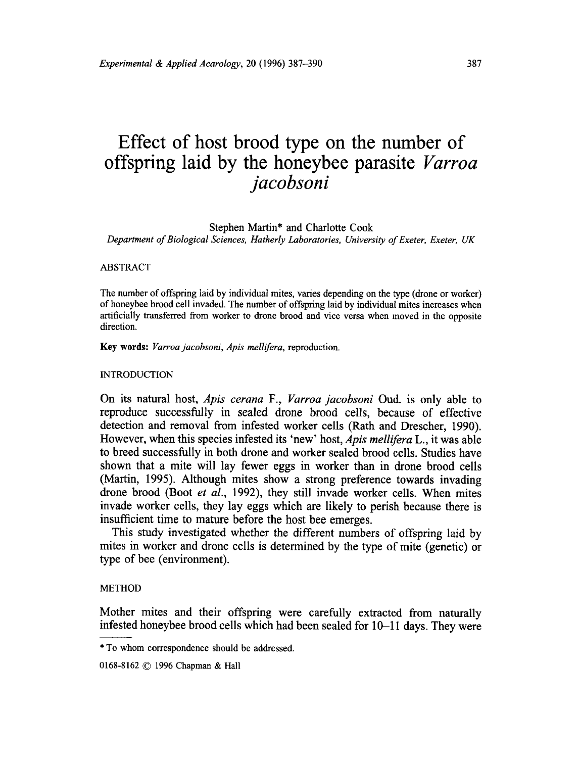# Effect of host brood type on the number of offspring laid by the honeybee parasite *Varroa jacobsoni*

Stephen Martin* and Charlotte Cook

*Department of Biological Sciences, Hatherly Laboratories, University of Exeter, Exeter, UK*

## ABSTRACT

The number of offspring laid by individual mites, varies depending on the type (drone or worker) of honeybee brood cell invaded. The number of offspring laid by individual mites increases when artificially transferred from worker to drone brood and vice versa when moved in the opposite direction.

**Key words:** *Varroa jacobsoni*, *Apis mellifera*, reproduction.

## INTRODUCTION

On its natural host, *Apis cerana* F., *Varroa jacobsoni* Oud. is only able to reproduce successfully in sealed drone brood cells, because of effective detection and removal from infested worker cells (Rath and Drescher, 1990). However, when this species infested its 'new' host, *Apis mellifera* L., it was able to breed successfully in both drone and worker sealed brood cells. Studies have shown that a mite will lay fewer eggs in worker than in drone brood cells (Martin, 1995). Although mites show a strong preference towards invading drone brood (Boot *et al.*, 1992), they still invade worker cells. When mites invade worker cells, they lay eggs which are likely to perish because there is insufficient time to mature before the host bee emerges.

This study investigated whether the different numbers of offspring laid by mites in worker and drone cells is determined by the type of mite (genetic) or type of bee (environment).

## METHOD

Mother mites and their offspring were carefully extracted from naturally infested honeybee brood cells which had been sealed for 10–11 days. They were

* To whom correspondence should be addressed.

0168-8162 © 1996 Chapman & Hall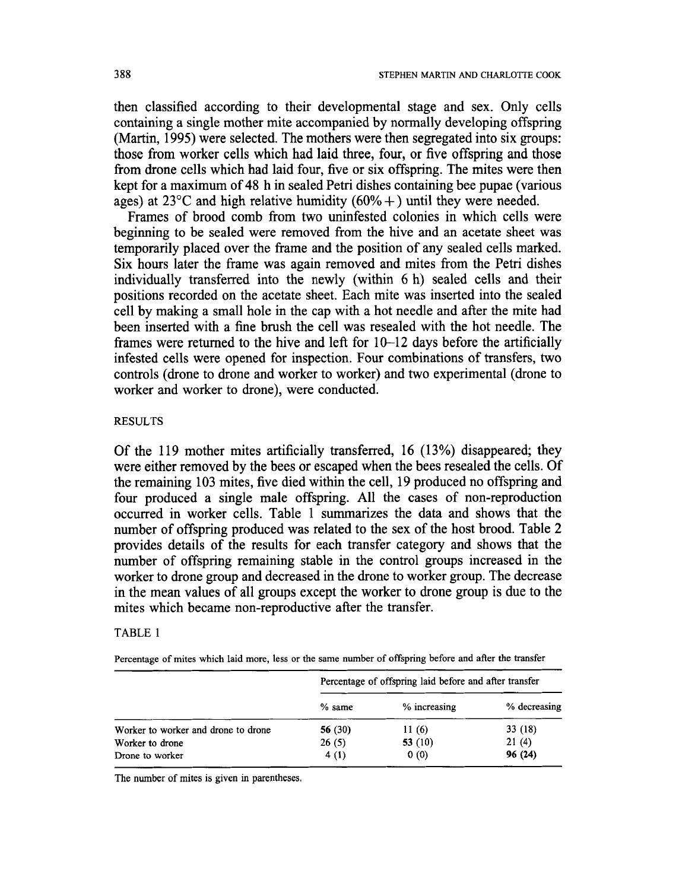then classified according to their developmental stage and sex. Only cells containing a single mother mite accompanied by normally developing offspring (Martin, 1995) were selected. The mothers were then segregated into six groups: those from worker cells which had laid three, four, or five offspring and those from drone cells which had laid four, five or six offspring. The mites were then kept for a maximum of 48 h in sealed Petri dishes containing bee pupae (various ages) at 23°C and high relative humidity (60%+) until they were needed.

Frames of brood comb from two uninfested colonies in which cells were beginning to be sealed were removed from the hive and an acetate sheet was temporarily placed over the frame and the position of any sealed cells marked. Six hours later the frame was again removed and mites from the Petri dishes individually transferred into the newly (within 6 h) sealed cells and their positions recorded on the acetate sheet. Each mite was inserted into the sealed cell by making a small hole in the cap with a hot needle and after the mite had been inserted with a fine brush the cell was resealed with the hot needle. The frames were returned to the hive and left for 10–12 days before the artificially infested cells were opened for inspection. Four combinations of transfers, two controls (drone to drone and worker to worker) and two experimental (drone to worker and worker to drone), were conducted.

## RESULTS

Of the 119 mother mites artificially transferred, 16 (13%) disappeared; they were either removed by the bees or escaped when the bees resealed the cells. Of the remaining 103 mites, five died within the cell, 19 produced no offspring and four produced a single male offspring. All the cases of non-reproduction occurred in worker cells. Table 1 summarizes the data and shows that the number of offspring produced was related to the sex of the host brood. Table 2 provides details of the results for each transfer category and shows that the number of offspring remaining stable in the control groups increased in the worker to drone group and decreased in the drone to worker group. The decrease in the mean values of all groups except the worker to drone group is due to the mites which became non-reproductive after the transfer.

TABLE 1

Percentage of mites which laid more, less or the same number of offspring before and after the transfer

| | Percentage of offspring laid before and after transfer | | |
|---|---|---|---|
| | % same | % increasing | % decreasing |
| Worker to worker and drone to drone | **56** (30) | 11 (6) | 33 (18) |
| Worker to drone | 26 (5) | **53** (10) | 21 (4) |
| Drone to worker | 4 (1) | 0 (0) | **96 (24)** |

The number of mites is given in parentheses.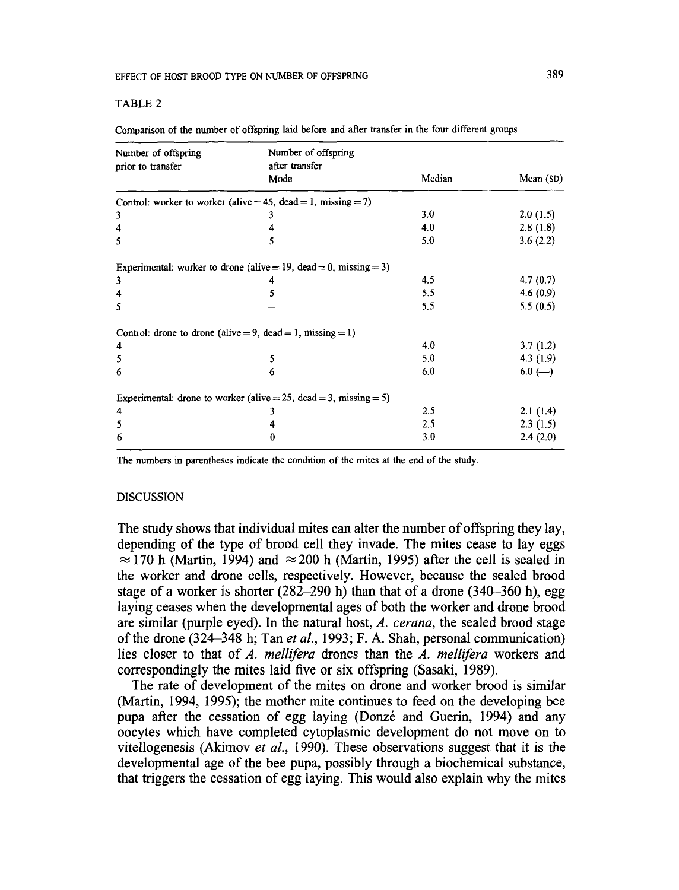TABLE 2

Comparison of the number of offspring laid before and after transfer in the four different groups

| Number of offspring prior to transfer | Number of offspring after transfer Mode | Median | Mean (SD) |
|---|---|---|---|
| Control: worker to worker (alive = 45, dead = 1, missing = 7) | | | |
| 3 | 3 | 3.0 | 2.0 (1.5) |
| 4 | 4 | 4.0 | 2.8 (1.8) |
| 5 | 5 | 5.0 | 3.6 (2.2) |
| Experimental: worker to drone (alive = 19, dead = 0, missing = 3) | | | |
| 3 | 4 | 4.5 | 4.7 (0.7) |
| 4 | 5 | 5.5 | 4.6 (0.9) |
| 5 | – | 5.5 | 5.5 (0.5) |
| Control: drone to drone (alive = 9, dead = 1, missing = 1) | | | |
| 4 | – | 4.0 | 3.7 (1.2) |
| 5 | 5 | 5.0 | 4.3 (1.9) |
| 6 | 6 | 6.0 | 6.0 (—) |
| Experimental: drone to worker (alive = 25, dead = 3, missing = 5) | | | |
| 4 | 3 | 2.5 | 2.1 (1.4) |
| 5 | 4 | 2.5 | 2.3 (1.5) |
| 6 | 0 | 3.0 | 2.4 (2.0) |

The numbers in parentheses indicate the condition of the mites at the end of the study.

## DISCUSSION

The study shows that individual mites can alter the number of offspring they lay, depending of the type of brood cell they invade. The mites cease to lay eggs $\approx 170$ h (Martin, 1994) and $\approx 200$ h (Martin, 1995) after the cell is sealed in the worker and drone cells, respectively. However, because the sealed brood stage of a worker is shorter (282–290 h) than that of a drone (340–360 h), egg laying ceases when the developmental ages of both the worker and drone brood are similar (purple eyed). In the natural host, *A. cerana*, the sealed brood stage of the drone (324–348 h; Tan *et al.*, 1993; F. A. Shah, personal communication) lies closer to that of *A. mellifera* drones than the *A. mellifera* workers and correspondingly the mites laid five or six offspring (Sasaki, 1989).

The rate of development of the mites on drone and worker brood is similar (Martin, 1994, 1995); the mother mite continues to feed on the developing bee pupa after the cessation of egg laying (Donzé and Guerin, 1994) and any oocytes which have completed cytoplasmic development do not move on to vitellogenesis (Akimov *et al.*, 1990). These observations suggest that it is the developmental age of the bee pupa, possibly through a biochemical substance, that triggers the cessation of egg laying. This would also explain why the mites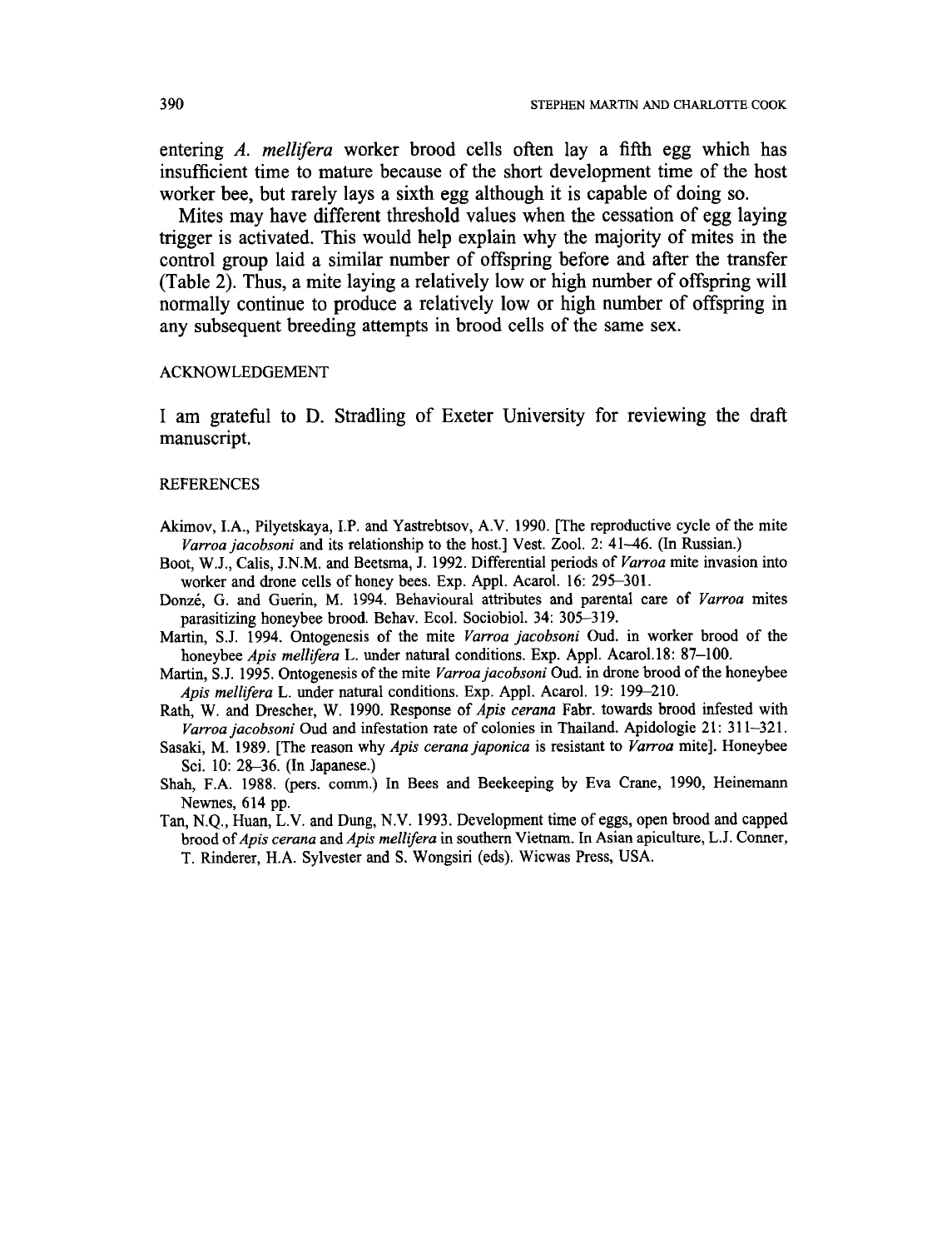entering *A. mellifera* worker brood cells often lay a fifth egg which has insufficient time to mature because of the short development time of the host worker bee, but rarely lays a sixth egg although it is capable of doing so.

Mites may have different threshold values when the cessation of egg laying trigger is activated. This would help explain why the majority of mites in the control group laid a similar number of offspring before and after the transfer (Table 2). Thus, a mite laying a relatively low or high number of offspring will normally continue to produce a relatively low or high number of offspring in any subsequent breeding attempts in brood cells of the same sex.

## ACKNOWLEDGEMENT

I am grateful to D. Stradling of Exeter University for reviewing the draft manuscript.

## REFERENCES

Akimov, I.A., Pilyetskaya, I.P. and Yastrebtsov, A.V. 1990. [The reproductive cycle of the mite *Varroa jacobsoni* and its relationship to the host.] Vest. Zool. 2: 41–46. (In Russian.)

Boot, W.J., Calis, J.N.M. and Beetsma, J. 1992. Differential periods of *Varroa* mite invasion into worker and drone cells of honey bees. Exp. Appl. Acarol. 16: 295–301.

Donzé, G. and Guerin, M. 1994. Behavioural attributes and parental care of *Varroa* mites parasitizing honeybee brood. Behav. Ecol. Sociobiol. 34: 305–319.

Martin, S.J. 1994. Ontogenesis of the mite *Varroa jacobsoni* Oud. in worker brood of the honeybee *Apis mellifera* L. under natural conditions. Exp. Appl. Acarol.18: 87–100.

Martin, S.J. 1995. Ontogenesis of the mite *Varroa jacobsoni* Oud. in drone brood of the honeybee *Apis mellifera* L. under natural conditions. Exp. Appl. Acarol. 19: 199–210.

Rath, W. and Drescher, W. 1990. Response of *Apis cerana* Fabr. towards brood infested with *Varroa jacobsoni* Oud and infestation rate of colonies in Thailand. Apidologie 21: 311–321.

Sasaki, M. 1989. [The reason why *Apis cerana japonica* is resistant to *Varroa* mite]. Honeybee Sci. 10: 28–36. (In Japanese.)

Shah, F.A. 1988. (pers. comm.) In Bees and Beekeeping by Eva Crane, 1990, Heinemann Newnes, 614 pp.

Tan, N.Q., Huan, L.V. and Dung, N.V. 1993. Development time of eggs, open brood and capped brood of *Apis cerana* and *Apis mellifera* in southern Vietnam. In Asian apiculture, L.J. Conner, T. Rinderer, H.A. Sylvester and S. Wongsiri (eds). Wicwas Press, USA.